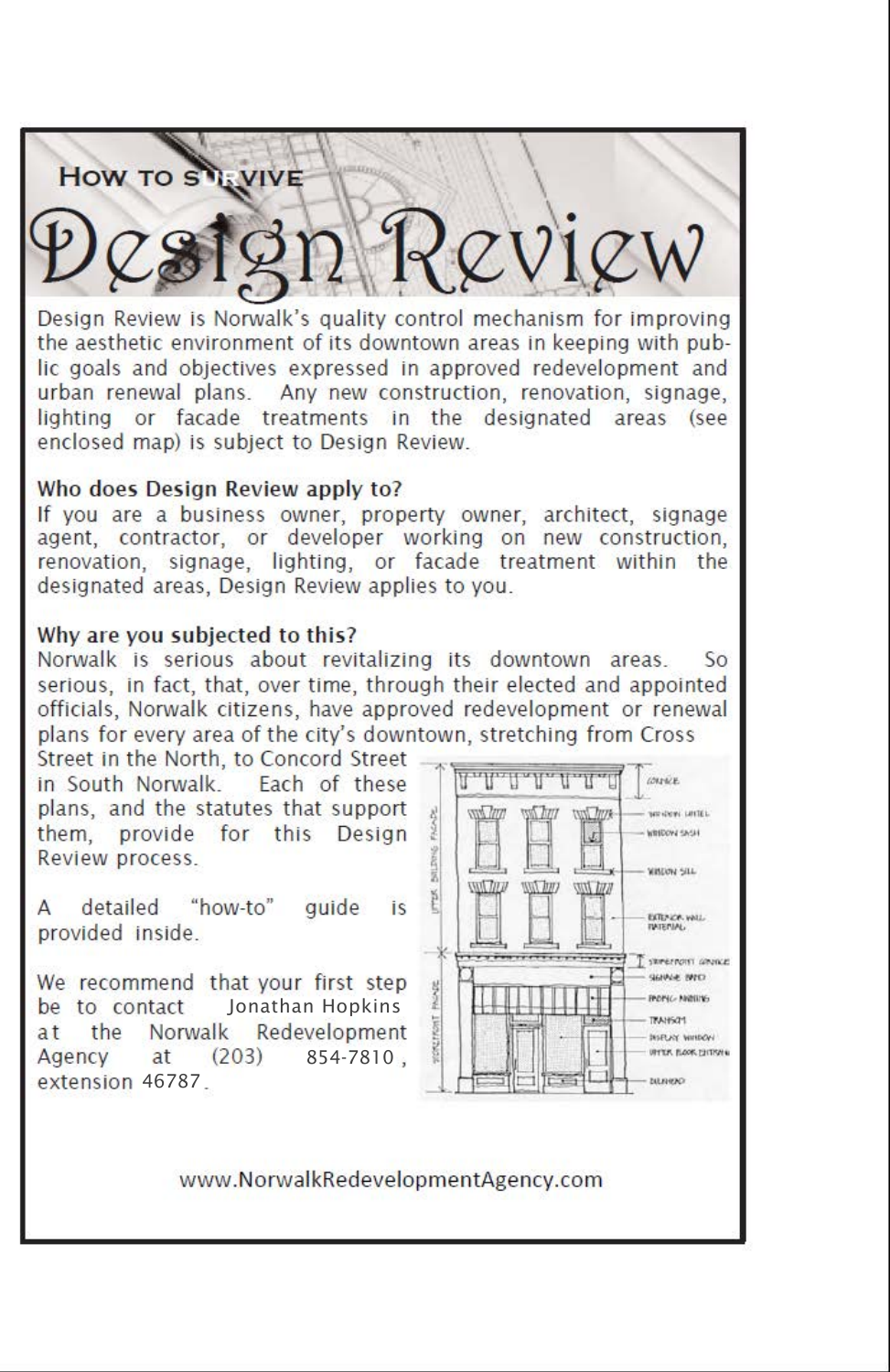# How to survive Design Review

Design Review is Norwalk's quality control mechanism for improving the aesthetic environment of its downtown areas in keeping with public goals and objectives expressed in approved redevelopment and urban renewal plans. Any new construction, renovation, signage, lighting or facade treatments in the designated areas (see enclosed map) is subject to Design Review.

**Who does Design Review apply to?**
If you are a business owner, property owner, architect, signage agent, contractor, or developer working on new construction, renovation, signage, lighting, or facade treatment within the designated areas, Design Review applies to you.

**Why are you subjected to this?**
Norwalk is serious about revitalizing its downtown areas. So serious, in fact, that, over time, through their elected and appointed officials, Norwalk citizens, have approved redevelopment or renewal plans for every area of the city's downtown, stretching from Cross Street in the North, to Concord Street in South Norwalk. Each of these plans, and the statutes that support them, provide for this Design Review process.

A detailed "how-to" guide is provided inside.

We recommend that your first step be to contact Jonathan Hopkins at the Norwalk Redevelopment Agency at (203) 854-7810, extension 46787.

www.NorwalkRedevelopmentAgency.com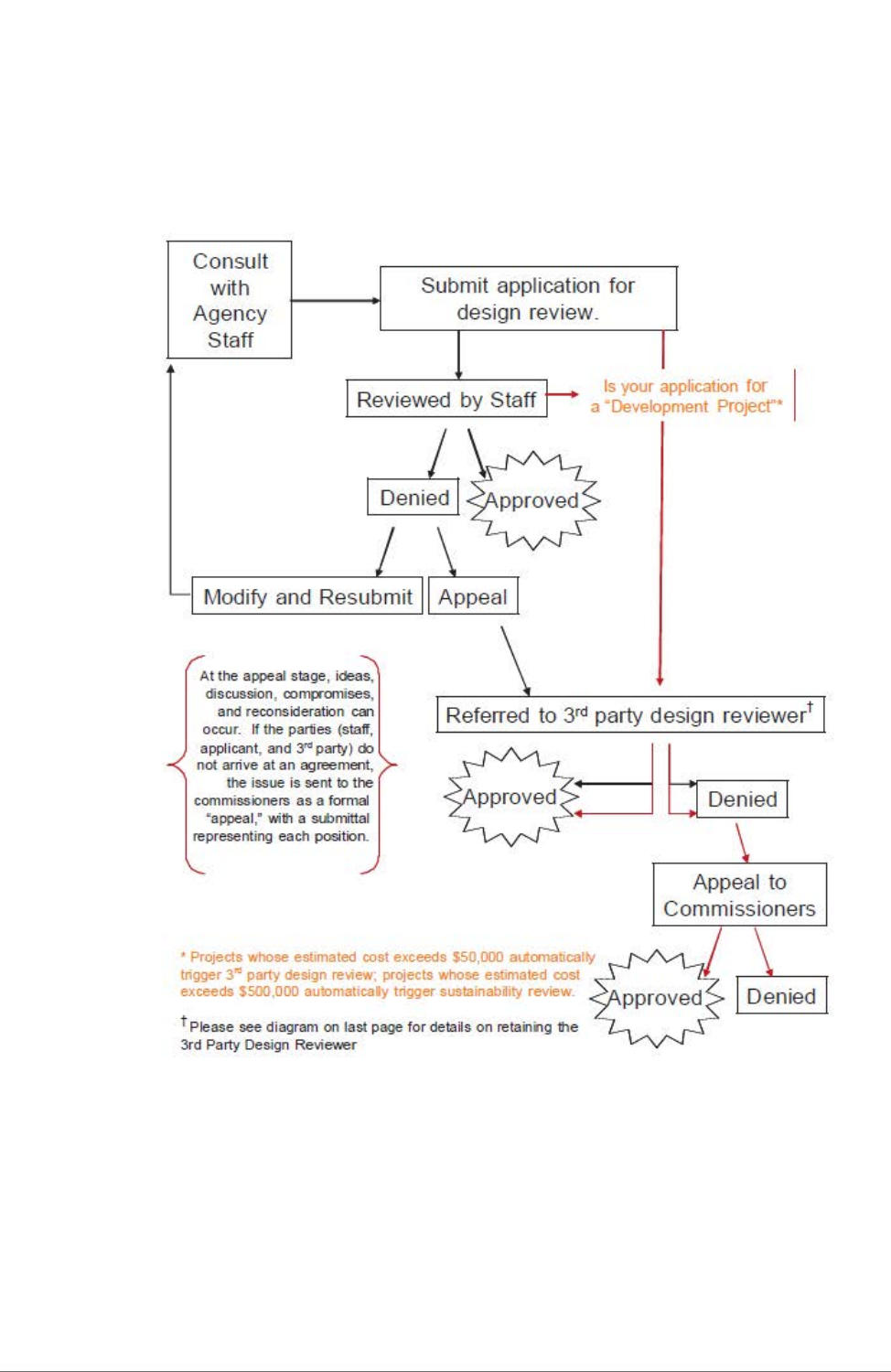Consult with Agency Staff

Submit application for design review.

Reviewed by Staff

Is your application for a "Development Project"*

Denied

Approved

Modify and Resubmit

Appeal

At the appeal stage, ideas, discussion, compromises, and reconsideration can occur. If the parties (staff, applicant, and 3rd party) do not arrive at an agreement, the issue is sent to the commissioners as a formal "appeal," with a submittal representing each position.

Referred to 3rd party design reviewer†

Approved

Denied

Appeal to Commissioners

Approved

Denied

\* Projects whose estimated cost exceeds $50,000 automatically trigger 3rd party design review; projects whose estimated cost exceeds $500,000 automatically trigger sustainability review.

† Please see diagram on last page for details on retaining the 3rd Party Design Reviewer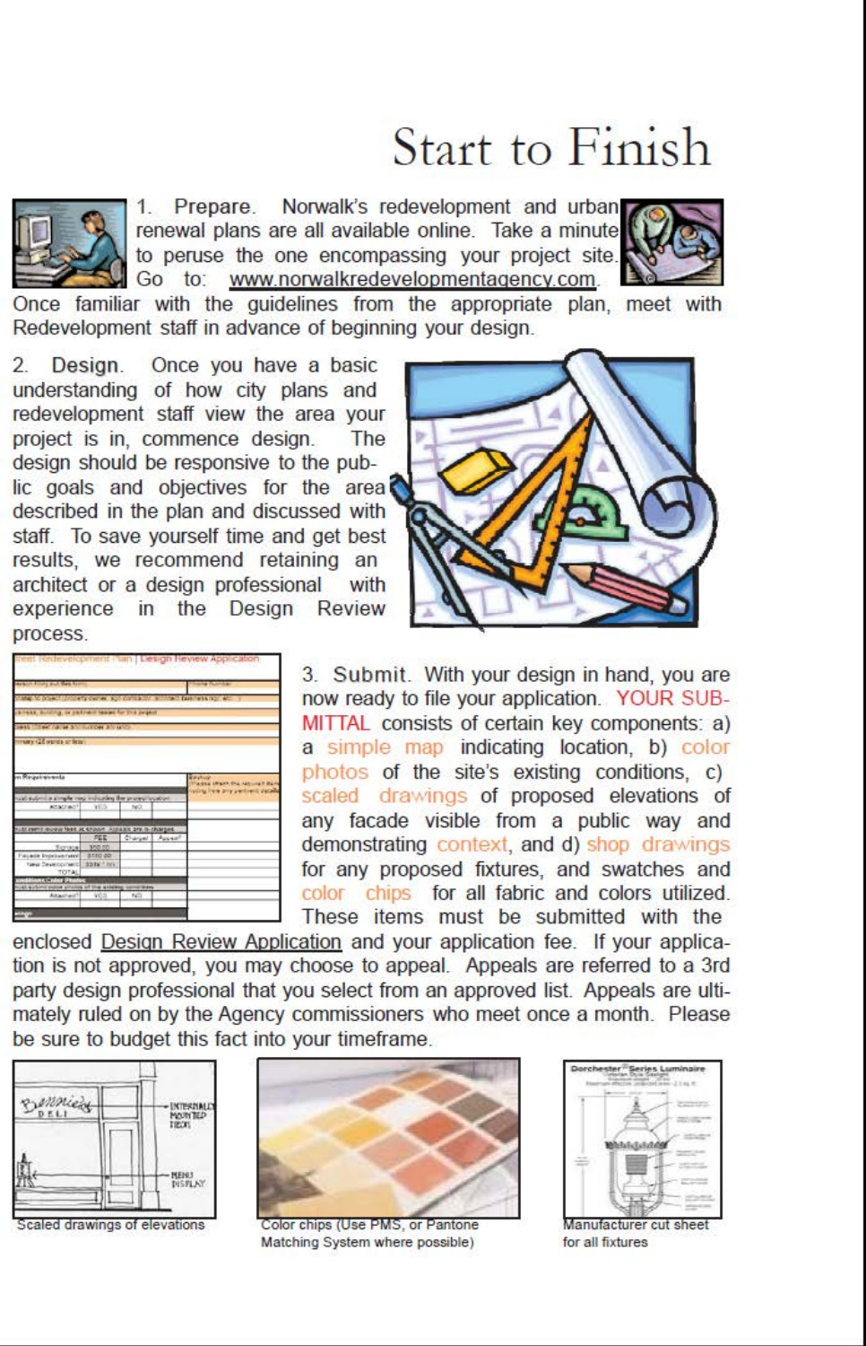# Start to Finish

1. **Prepare.** Norwalk's redevelopment and urban renewal plans are all available online. Take a minute to peruse the one encompassing your project site. Go to: www.norwalkredevelopmentagency.com. Once familiar with the guidelines from the appropriate plan, meet with Redevelopment staff in advance of beginning your design.

2. **Design.** Once you have a basic understanding of how city plans and redevelopment staff view the area your project is in, commence design. The design should be responsive to the public goals and objectives for the area described in the plan and discussed with staff. To save yourself time and get best results, we recommend retaining an architect or a design professional with experience in the Design Review process.

3. **Submit.** With your design in hand, you are now ready to file your application. YOUR SUBMITTAL consists of certain key components: a) a simple map indicating location, b) color photos of the site's existing conditions, c) scaled drawings of proposed elevations of any facade visible from a public way and demonstrating context, and d) shop drawings for any proposed fixtures, and swatches and color chips for all fabric and colors utilized. These items must be submitted with the enclosed Design Review Application and your application fee. If your application is not approved, you may choose to appeal. Appeals are referred to a 3rd party design professional that you select from an approved list. Appeals are ultimately ruled on by the Agency commissioners who meet once a month. Please be sure to budget this fact into your timeframe.

Scaled drawings of elevations

Color chips (Use PMS, or Pantone Matching System where possible)

Manufacturer cut sheet for all fixtures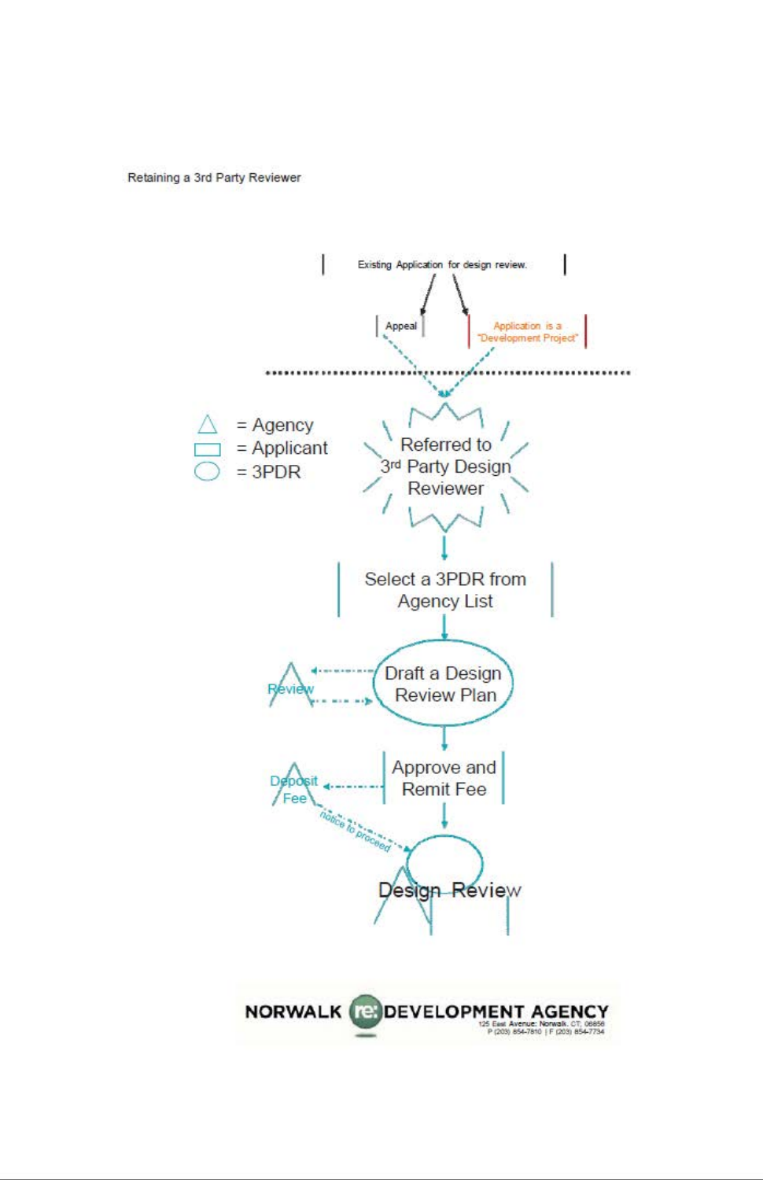Retaining a 3rd Party Reviewer

Existing Application for design review.

Appeal

Application is a "Development Project"

= Agency
= Applicant
= 3PDR

Referred to 3rd Party Design Reviewer

Select a 3PDR from Agency List

Review

Draft a Design Review Plan

Deposit Fee

Approve and Remit Fee

notice to proceed

Design Review

NORWALK re: DEVELOPMENT AGENCY
125 East Avenue: Norwalk, CT, 06856
P (203) 854-7810 | F (203) 854-7734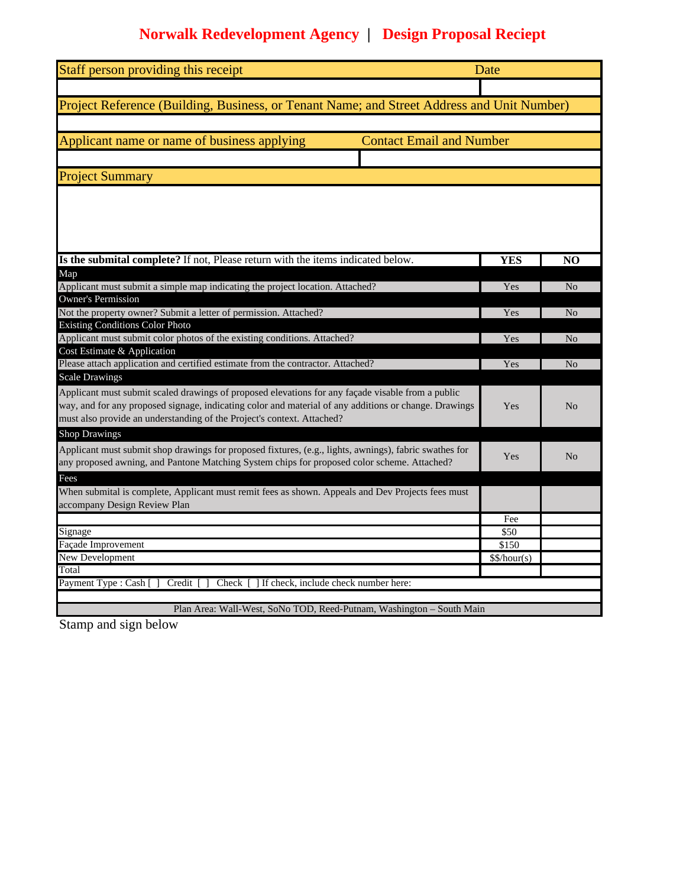# Norwalk Redevelopment Agency | Design Proposal Reciept

| | | |
|---|---|---|
| Staff person providing this receipt | | Date |
| | | |
| Project Reference (Building, Business, or Tenant Name; and Street Address and Unit Number) | | |
| | | |
| Applicant name or name of business applying | Contact Email and Number | |
| | | |
| Project Summary | | |
| | | |

| **Is the submital complete?** If not, Please return with the items indicated below. | **YES** | **NO** |
|---|---|---|
| Map | | |
| Applicant must submit a simple map indicating the project location. Attached? | Yes | No |
| Owner's Permission | | |
| Not the property owner? Submit a letter of permission. Attached? | Yes | No |
| Existing Conditions Color Photo | | |
| Applicant must submit color photos of the existing conditions. Attached? | Yes | No |
| Cost Estimate & Application | | |
| Please attach application and certified estimate from the contractor. Attached? | Yes | No |
| Scale Drawings | | |
| Applicant must submit scaled drawings of proposed elevations for any façade visable from a public way, and for any proposed signage, indicating color and material of any additions or change. Drawings must also provide an understanding of the Project's context. Attached? | Yes | No |
| Shop Drawings | | |
| Applicant must submit shop drawings for proposed fixtures, (e.g., lights, awnings), fabric swathes for any proposed awning, and Pantone Matching System chips for proposed color scheme. Attached? | Yes | No |
| Fees | | |
| When submital is complete, Applicant must remit fees as shown. Appeals and Dev Projects fees must accompany Design Review Plan | | |
| | Fee | |
| Signage | $50 | |
| Façade Improvement | $150 | |
| New Development | $$/hour(s) | |
| Total | | |
| Payment Type : Cash [ ] Credit [ ] Check [ ] If check, include check number here: | | |
| | | |
| Plan Area: Wall-West, SoNo TOD, Reed-Putnam, Washington – South Main | | |

Stamp and sign below